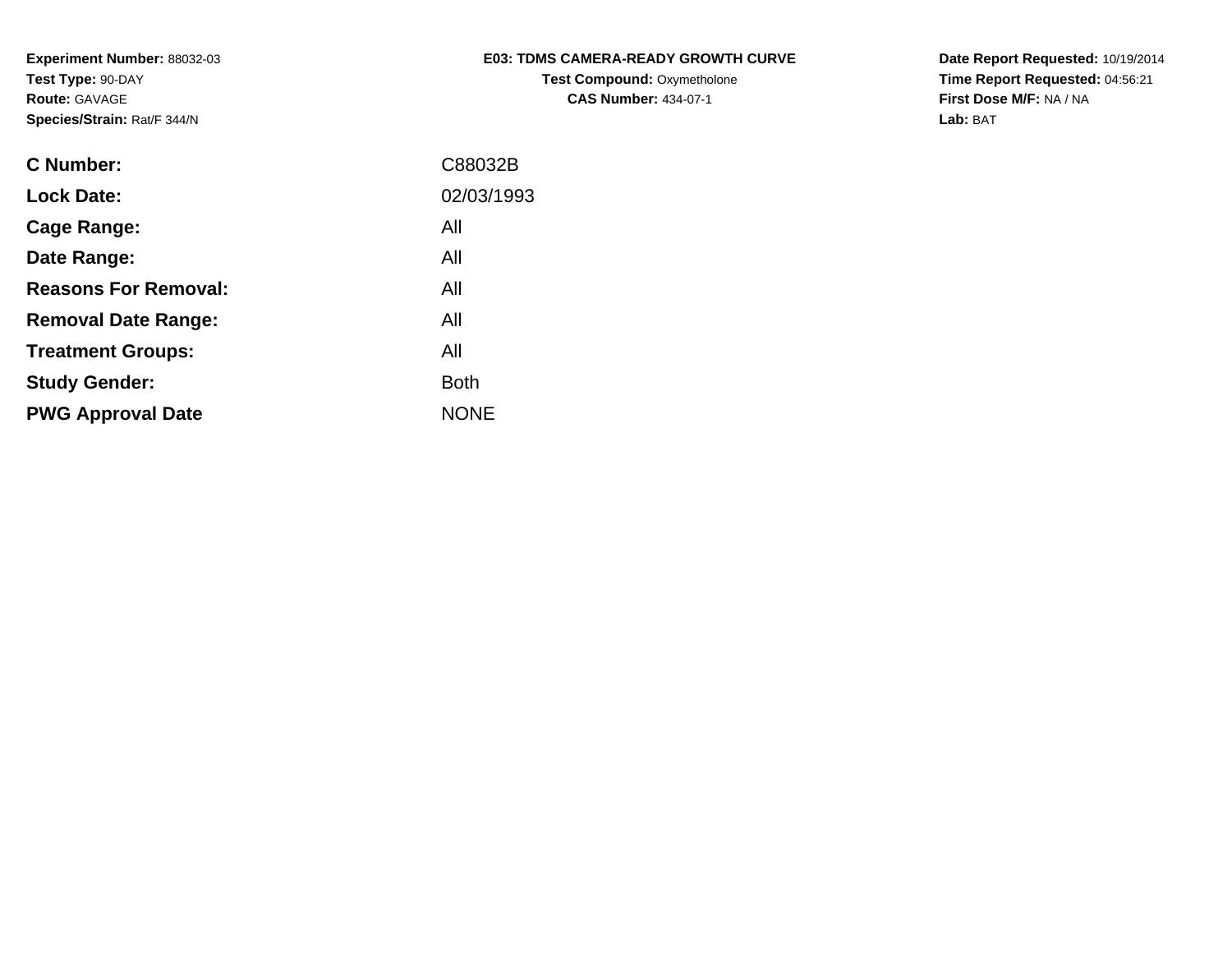**Experiment Number:** 88032-03
**Test Type:** 90-DAY
**Route:** GAVAGE
**Species/Strain:** Rat/F 344/N

**E03: TDMS CAMERA-READY GROWTH CURVE**
**Test Compound:** Oxymetholone
**CAS Number:** 434-07-1

**Date Report Requested:** 10/19/2014
**Time Report Requested:** 04:56:21
**First Dose M/F:** NA / NA
**Lab:** BAT

| | |
|---|---|
| **C Number:** | C88032B |
| **Lock Date:** | 02/03/1993 |
| **Cage Range:** | All |
| **Date Range:** | All |
| **Reasons For Removal:** | All |
| **Removal Date Range:** | All |
| **Treatment Groups:** | All |
| **Study Gender:** | Both |
| **PWG Approval Date** | NONE |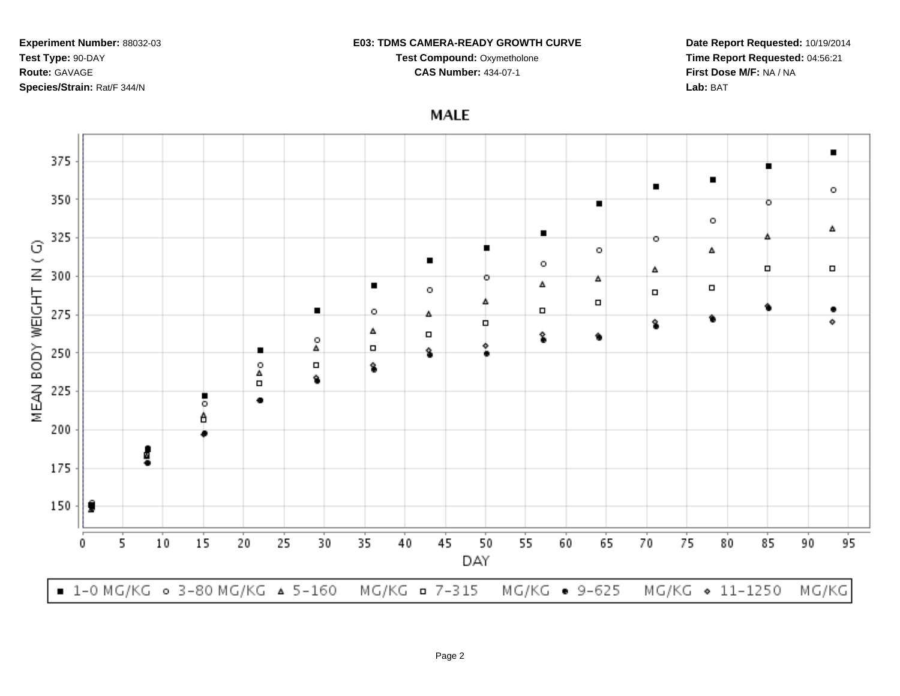**Experiment Number:** 88032-03

**Test Type:** 90-DAY

**Route:** GAVAGE

**Species/Strain:** Rat/F 344/N

**E03: TDMS CAMERA-READY GROWTH CURVE**

**Test Compound:** Oxymetholone

**CAS Number:** 434-07-1

**Date Report Requested:** 10/19/2014

**Time Report Requested:** 04:56:21

**First Dose M/F:** NA / NA

**Lab:** BAT

## MALE

MEAN BODY WEIGHT IN ( G)

DAY

■ 1-0 MG/KG ○ 3-80 MG/KG △ 5-160 MG/KG □ 7-315 MG/KG ● 9-625 MG/KG ◇ 11-1250 MG/KG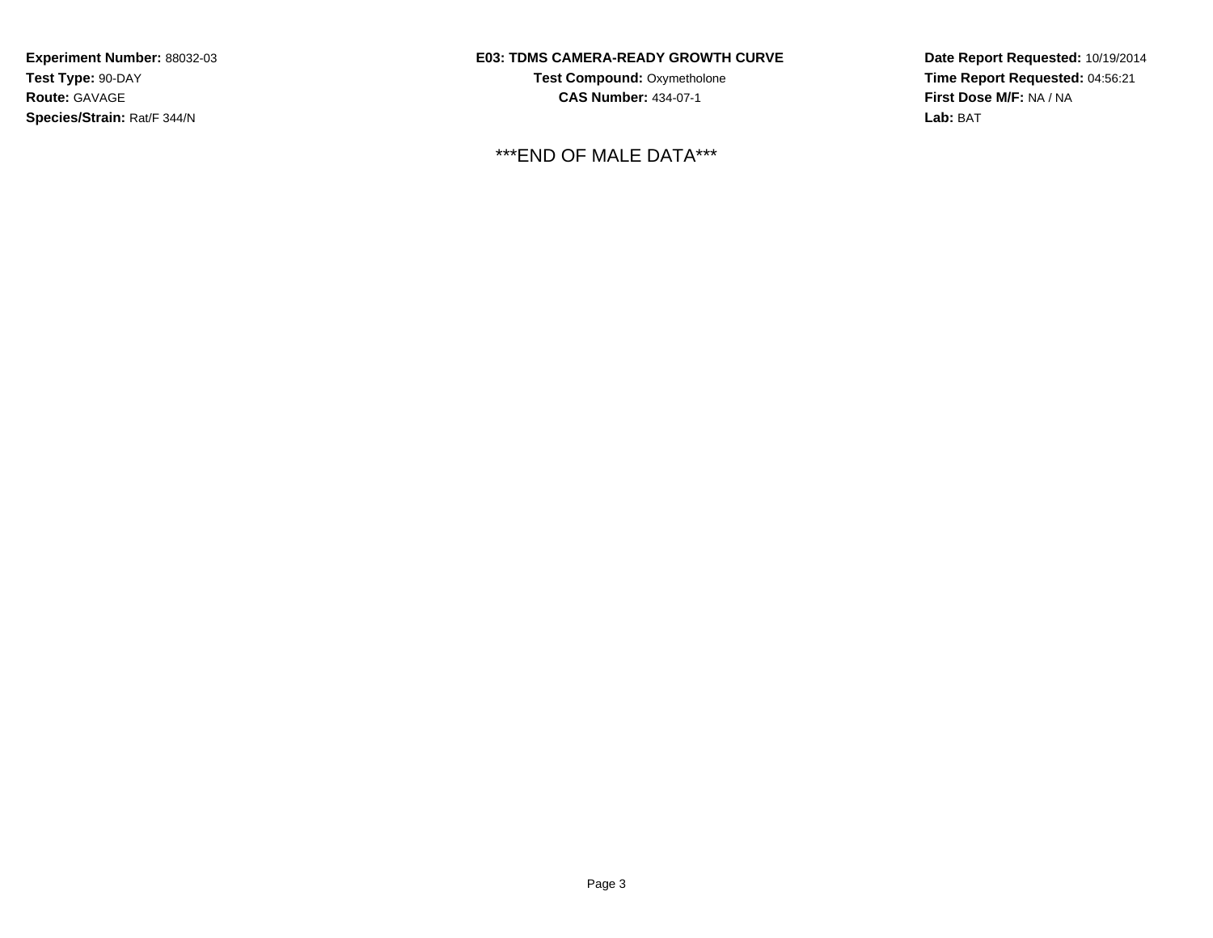**Experiment Number:** 88032-03
**Test Type:** 90-DAY
**Route:** GAVAGE
**Species/Strain:** Rat/F 344/N

**E03: TDMS CAMERA-READY GROWTH CURVE**
**Test Compound:** Oxymetholone
**CAS Number:** 434-07-1

**Date Report Requested:** 10/19/2014
**Time Report Requested:** 04:56:21
**First Dose M/F:** NA / NA
**Lab:** BAT

***END OF MALE DATA***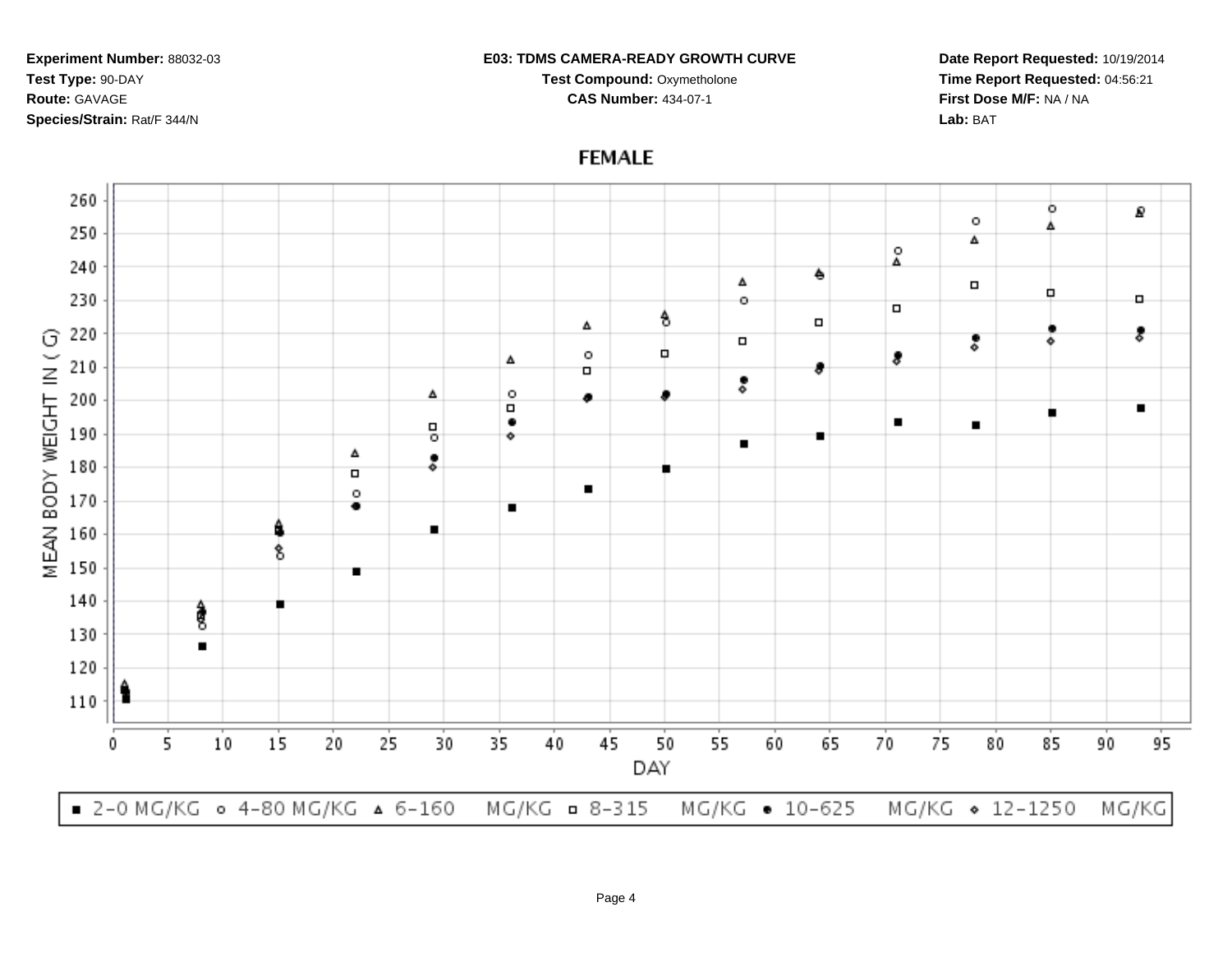**Experiment Number:** 88032-03
**Test Type:** 90-DAY
**Route:** GAVAGE
**Species/Strain:** Rat/F 344/N

**E03: TDMS CAMERA-READY GROWTH CURVE**
**Test Compound:** Oxymetholone
**CAS Number:** 434-07-1

**Date Report Requested:** 10/19/2014
**Time Report Requested:** 04:56:21
**First Dose M/F:** NA / NA
**Lab:** BAT

## FEMALE

MEAN BODY WEIGHT IN ( G)

DAY

■ 2-0 MG/KG ○ 4-80 MG/KG △ 6-160 MG/KG □ 8-315 MG/KG ● 10-625 MG/KG ◇ 12-1250 MG/KG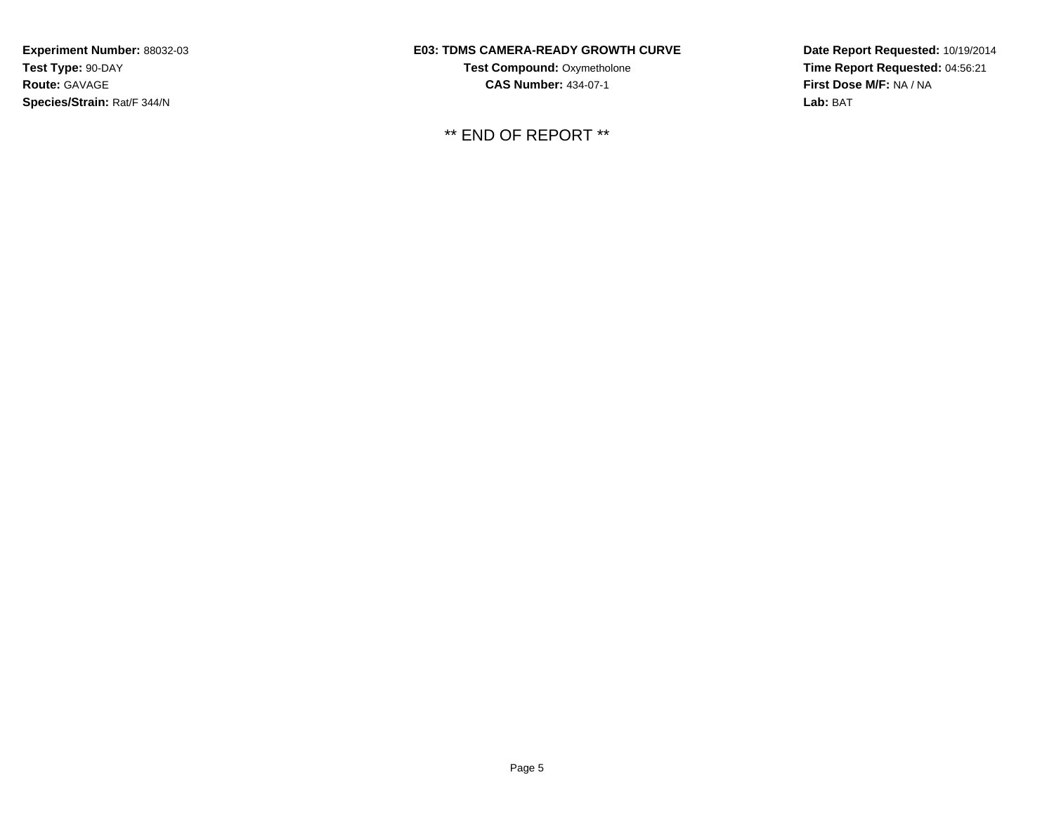**Experiment Number:** 88032-03
**Test Type:** 90-DAY
**Route:** GAVAGE
**Species/Strain:** Rat/F 344/N

**E03: TDMS CAMERA-READY GROWTH CURVE**
**Test Compound:** Oxymetholone
**CAS Number:** 434-07-1

**Date Report Requested:** 10/19/2014
**Time Report Requested:** 04:56:21
**First Dose M/F:** NA / NA
**Lab:** BAT

** END OF REPORT **